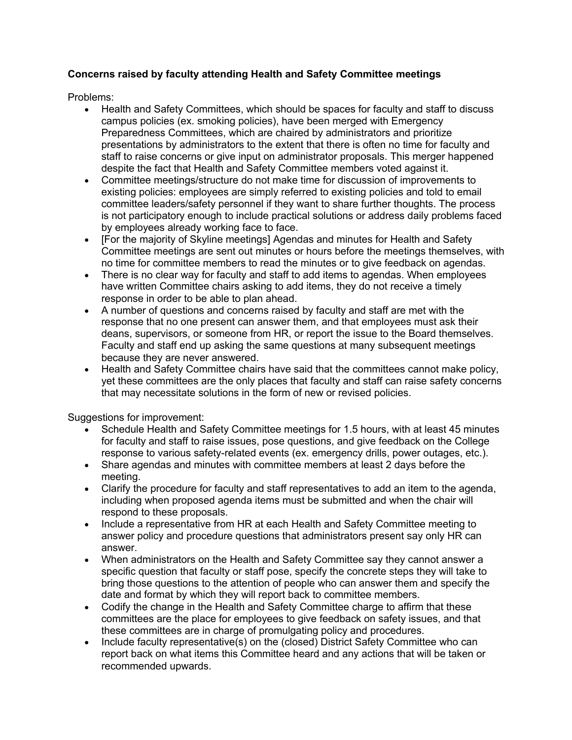**Concerns raised by faculty attending Health and Safety Committee meetings**

Problems:

- Health and Safety Committees, which should be spaces for faculty and staff to discuss campus policies (ex. smoking policies), have been merged with Emergency Preparedness Committees, which are chaired by administrators and prioritize presentations by administrators to the extent that there is often no time for faculty and staff to raise concerns or give input on administrator proposals. This merger happened despite the fact that Health and Safety Committee members voted against it.
- Committee meetings/structure do not make time for discussion of improvements to existing policies: employees are simply referred to existing policies and told to email committee leaders/safety personnel if they want to share further thoughts. The process is not participatory enough to include practical solutions or address daily problems faced by employees already working face to face.
- [For the majority of Skyline meetings] Agendas and minutes for Health and Safety Committee meetings are sent out minutes or hours before the meetings themselves, with no time for committee members to read the minutes or to give feedback on agendas.
- There is no clear way for faculty and staff to add items to agendas. When employees have written Committee chairs asking to add items, they do not receive a timely response in order to be able to plan ahead.
- A number of questions and concerns raised by faculty and staff are met with the response that no one present can answer them, and that employees must ask their deans, supervisors, or someone from HR, or report the issue to the Board themselves. Faculty and staff end up asking the same questions at many subsequent meetings because they are never answered.
- Health and Safety Committee chairs have said that the committees cannot make policy, yet these committees are the only places that faculty and staff can raise safety concerns that may necessitate solutions in the form of new or revised policies.

Suggestions for improvement:

- Schedule Health and Safety Committee meetings for 1.5 hours, with at least 45 minutes for faculty and staff to raise issues, pose questions, and give feedback on the College response to various safety-related events (ex. emergency drills, power outages, etc.).
- Share agendas and minutes with committee members at least 2 days before the meeting.
- Clarify the procedure for faculty and staff representatives to add an item to the agenda, including when proposed agenda items must be submitted and when the chair will respond to these proposals.
- Include a representative from HR at each Health and Safety Committee meeting to answer policy and procedure questions that administrators present say only HR can answer.
- When administrators on the Health and Safety Committee say they cannot answer a specific question that faculty or staff pose, specify the concrete steps they will take to bring those questions to the attention of people who can answer them and specify the date and format by which they will report back to committee members.
- Codify the change in the Health and Safety Committee charge to affirm that these committees are the place for employees to give feedback on safety issues, and that these committees are in charge of promulgating policy and procedures.
- Include faculty representative(s) on the (closed) District Safety Committee who can report back on what items this Committee heard and any actions that will be taken or recommended upwards.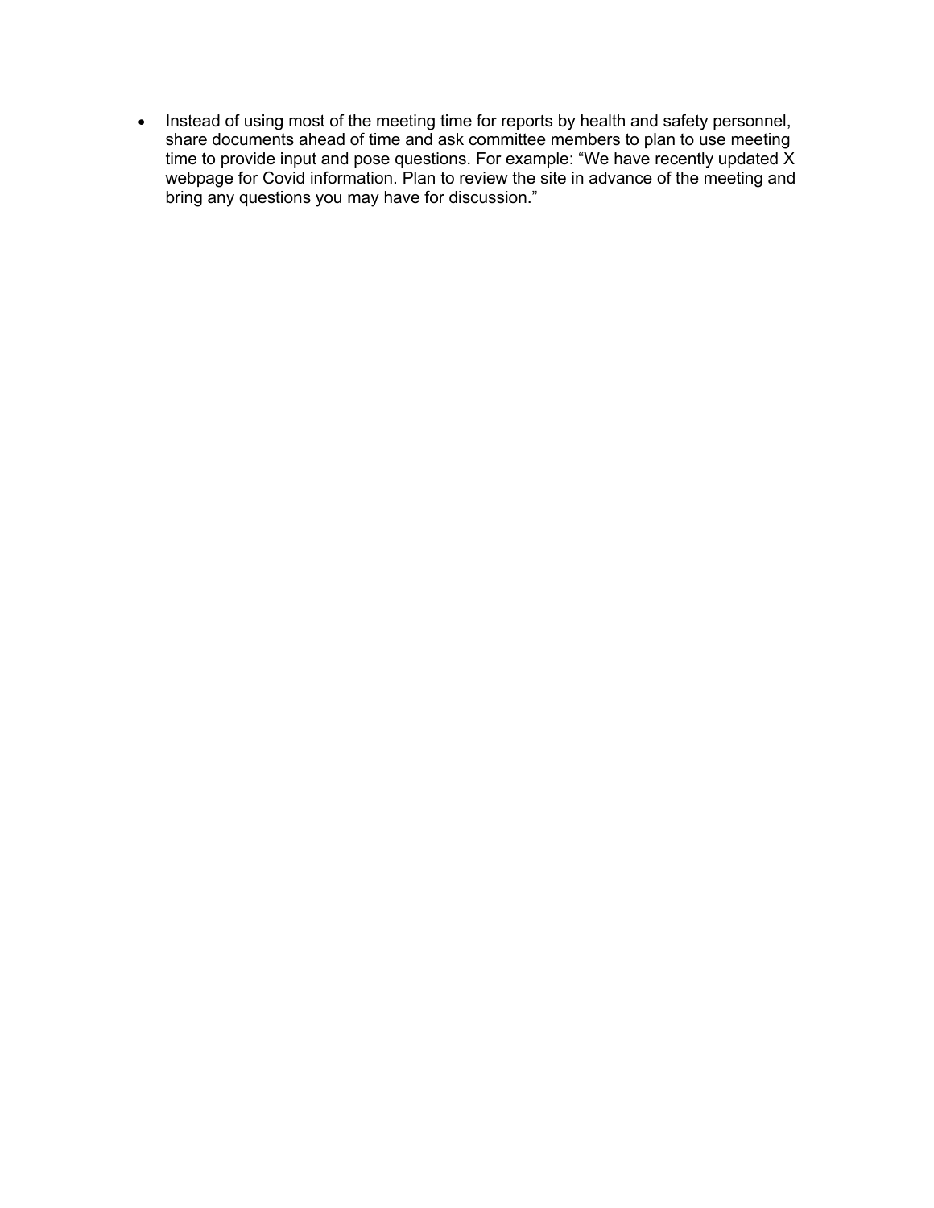- Instead of using most of the meeting time for reports by health and safety personnel, share documents ahead of time and ask committee members to plan to use meeting time to provide input and pose questions. For example: "We have recently updated X webpage for Covid information. Plan to review the site in advance of the meeting and bring any questions you may have for discussion."